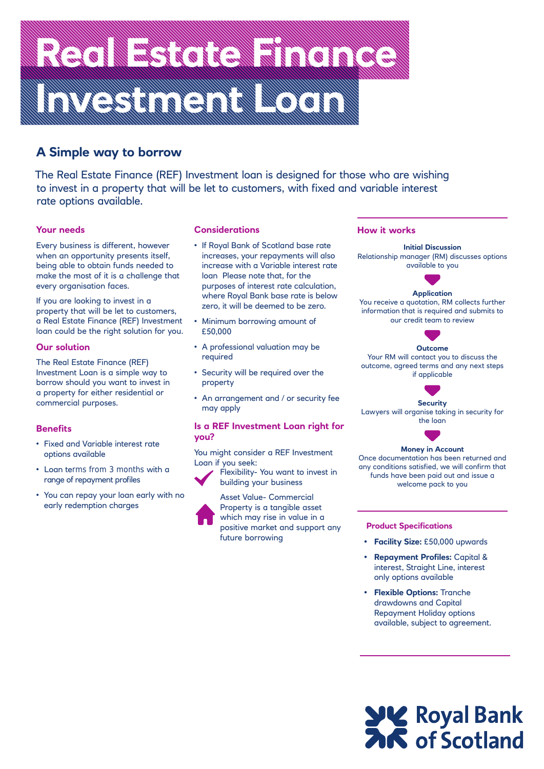# Real Estate Finance Investment Loan

## A Simple way to borrow

The Real Estate Finance (REF) Investment loan is designed for those who are wishing to invest in a property that will be let to customers, with fixed and variable interest rate options available.

### Your needs

Every business is different, however when an opportunity presents itself, being able to obtain funds needed to make the most of it is a challenge that every organisation faces.

If you are looking to invest in a property that will be let to customers, a Real Estate Finance (REF) Investment loan could be the right solution for you.

### Our solution

The Real Estate Finance (REF) Investment Loan is a simple way to borrow should you want to invest in a property for either residential or commercial purposes.

### Benefits

- Fixed and Variable interest rate options available
- Loan terms from 3 months with a range of repayment profiles
- You can repay your loan early with no early redemption charges

### Considerations

- If Royal Bank of Scotland base rate increases, your repayments will also increase with a Variable interest rate loan Please note that, for the purposes of interest rate calculation, where Royal Bank base rate is below zero, it will be deemed to be zero.
- Minimum borrowing amount of £50,000
- A professional valuation may be required
- Security will be required over the property
- An arrangement and / or security fee may apply

### Is a REF Investment Loan right for you?

You might consider a REF Investment Loan if you seek:

- Flexibility- You want to invest in building your business
- Asset Value- Commercial Property is a tangible asset which may rise in value in a positive market and support any future borrowing

### How it works

**Initial Discussion**
Relationship manager (RM) discusses options available to you

**Application**
You receive a quotation, RM collects further information that is required and submits to our credit team to review

**Outcome**
Your RM will contact you to discuss the outcome, agreed terms and any next steps if applicable

**Security**
Lawyers will organise taking in security for the loan

**Money in Account**
Once documentation has been returned and any conditions satisfied, we will confirm that funds have been paid out and issue a welcome pack to you

### Product Specifications

- **Facility Size:** £50,000 upwards
- **Repayment Profiles:** Capital & interest, Straight Line, interest only options available
- **Flexible Options:** Tranche drawdowns and Capital Repayment Holiday options available, subject to agreement.

Royal Bank of Scotland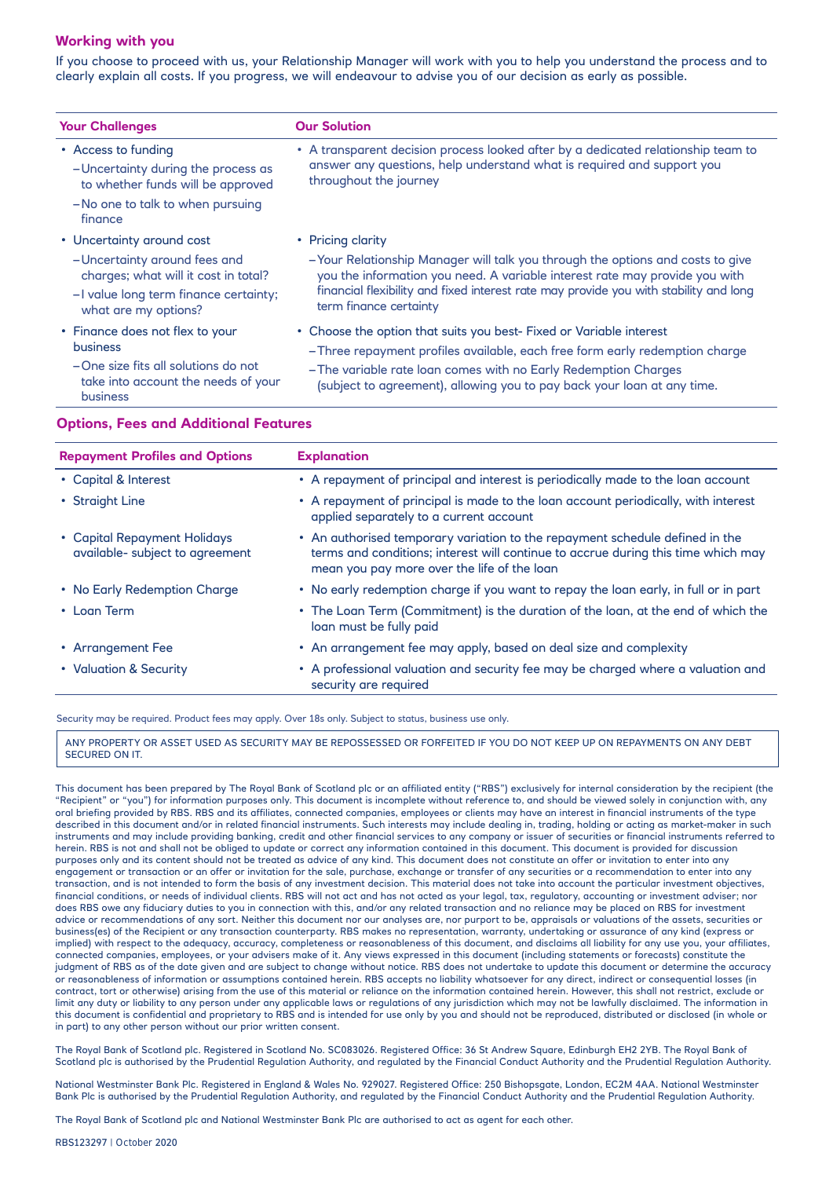### Working with you

If you choose to proceed with us, your Relationship Manager will work with you to help you understand the process and to clearly explain all costs. If you progress, we will endeavour to advise you of our decision as early as possible.

| Your Challenges | Our Solution |
| --- | --- |
| • Access to funding<br>– Uncertainty during the process as to whether funds will be approved<br>– No one to talk to when pursuing finance | • A transparent decision process looked after by a dedicated relationship team to answer any questions, help understand what is required and support you throughout the journey |
| • Uncertainty around cost<br>– Uncertainty around fees and charges; what will it cost in total?<br>– I value long term finance certainty; what are my options? | • Pricing clarity<br>– Your Relationship Manager will talk you through the options and costs to give you the information you need. A variable interest rate may provide you with financial flexibility and fixed interest rate may provide you with stability and long term finance certainty |
| • Finance does not flex to your business<br>– One size fits all solutions do not take into account the needs of your business | • Choose the option that suits you best- Fixed or Variable interest<br>– Three repayment profiles available, each free form early redemption charge<br>– The variable rate loan comes with no Early Redemption Charges (subject to agreement), allowing you to pay back your loan at any time. |

### Options, Fees and Additional Features

| Repayment Profiles and Options | Explanation |
| --- | --- |
| • Capital & Interest | • A repayment of principal and interest is periodically made to the loan account |
| • Straight Line | • A repayment of principal is made to the loan account periodically, with interest applied separately to a current account |
| • Capital Repayment Holidays available- subject to agreement | • An authorised temporary variation to the repayment schedule defined in the terms and conditions; interest will continue to accrue during this time which may mean you pay more over the life of the loan |
| • No Early Redemption Charge | • No early redemption charge if you want to repay the loan early, in full or in part |
| • Loan Term | • The Loan Term (Commitment) is the duration of the loan, at the end of which the loan must be fully paid |
| • Arrangement Fee | • An arrangement fee may apply, based on deal size and complexity |
| • Valuation & Security | • A professional valuation and security fee may be charged where a valuation and security are required |

Security may be required. Product fees may apply. Over 18s only. Subject to status, business use only.

ANY PROPERTY OR ASSET USED AS SECURITY MAY BE REPOSSESSED OR FORFEITED IF YOU DO NOT KEEP UP ON REPAYMENTS ON ANY DEBT SECURED ON IT.

This document has been prepared by The Royal Bank of Scotland plc or an affiliated entity ("RBS") exclusively for internal consideration by the recipient (the "Recipient" or "you") for information purposes only. This document is incomplete without reference to, and should be viewed solely in conjunction with, any oral briefing provided by RBS. RBS and its affiliates, connected companies, employees or clients may have an interest in financial instruments of the type described in this document and/or in related financial instruments. Such interests may include dealing in, trading, holding or acting as market-maker in such instruments and may include providing banking, credit and other financial services to any company or issuer of securities or financial instruments referred to herein. RBS is not and shall not be obliged to update or correct any information contained in this document. This document is provided for discussion purposes only and its content should not be treated as advice of any kind. This document does not constitute an offer or invitation to enter into any engagement or transaction or an offer or invitation for the sale, purchase, exchange or transfer of any securities or a recommendation to enter into any transaction, and is not intended to form the basis of any investment decision. This material does not take into account the particular investment objectives, financial conditions, or needs of individual clients. RBS will not act and has not acted as your legal, tax, regulatory, accounting or investment adviser; nor does RBS owe any fiduciary duties to you in connection with this, and/or any related transaction and no reliance may be placed on RBS for investment advice or recommendations of any sort. Neither this document nor our analyses are, nor purport to be, appraisals or valuations of the assets, securities or business(es) of the Recipient or any transaction counterparty. RBS makes no representation, warranty, undertaking or assurance of any kind (express or implied) with respect to the adequacy, accuracy, completeness or reasonableness of this document, and disclaims all liability for any use you, your affiliates, connected companies, employees, or your advisers make of it. Any views expressed in this document (including statements or forecasts) constitute the judgment of RBS as of the date given and are subject to change without notice. RBS does not undertake to update this document or determine the accuracy or reasonableness of information or assumptions contained herein. RBS accepts no liability whatsoever for any direct, indirect or consequential losses (in contract, tort or otherwise) arising from the use of this material or reliance on the information contained herein. However, this shall not restrict, exclude or limit any duty or liability to any person under any applicable laws or regulations of any jurisdiction which may not be lawfully disclaimed. The information in this document is confidential and proprietary to RBS and is intended for use only by you and should not be reproduced, distributed or disclosed (in whole or in part) to any other person without our prior written consent.

The Royal Bank of Scotland plc. Registered in Scotland No. SC083026. Registered Office: 36 St Andrew Square, Edinburgh EH2 2YB. The Royal Bank of Scotland plc is authorised by the Prudential Regulation Authority, and regulated by the Financial Conduct Authority and the Prudential Regulation Authority.

National Westminster Bank Plc. Registered in England & Wales No. 929027. Registered Office: 250 Bishopsgate, London, EC2M 4AA. National Westminster Bank Plc is authorised by the Prudential Regulation Authority, and regulated by the Financial Conduct Authority and the Prudential Regulation Authority.

The Royal Bank of Scotland plc and National Westminster Bank Plc are authorised to act as agent for each other.

RBS123297 | October 2020